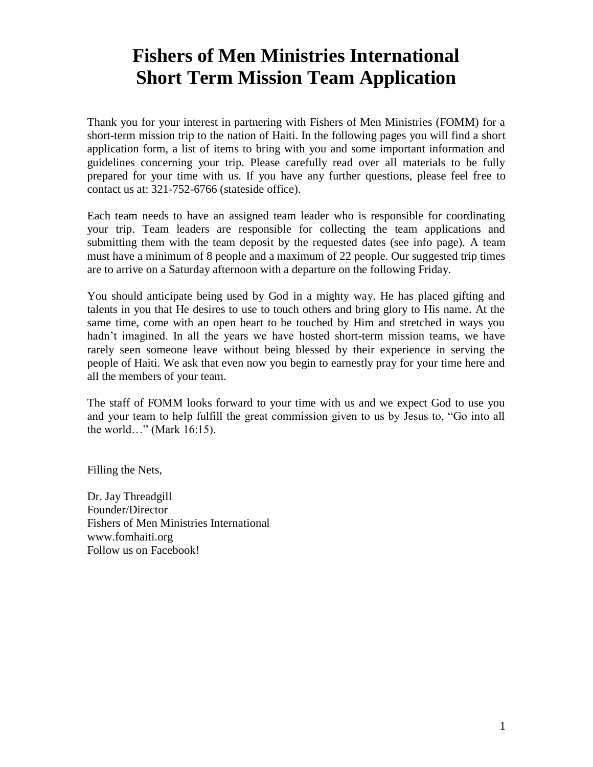# Fishers of Men Ministries International
# Short Term Mission Team Application

Thank you for your interest in partnering with Fishers of Men Ministries (FOMM) for a short-term mission trip to the nation of Haiti. In the following pages you will find a short application form, a list of items to bring with you and some important information and guidelines concerning your trip. Please carefully read over all materials to be fully prepared for your time with us. If you have any further questions, please feel free to contact us at: 321-752-6766 (stateside office).

Each team needs to have an assigned team leader who is responsible for coordinating your trip. Team leaders are responsible for collecting the team applications and submitting them with the team deposit by the requested dates (see info page). A team must have a minimum of 8 people and a maximum of 22 people. Our suggested trip times are to arrive on a Saturday afternoon with a departure on the following Friday.

You should anticipate being used by God in a mighty way. He has placed gifting and talents in you that He desires to use to touch others and bring glory to His name. At the same time, come with an open heart to be touched by Him and stretched in ways you hadn't imagined. In all the years we have hosted short-term mission teams, we have rarely seen someone leave without being blessed by their experience in serving the people of Haiti. We ask that even now you begin to earnestly pray for your time here and all the members of your team.

The staff of FOMM looks forward to your time with us and we expect God to use you and your team to help fulfill the great commission given to us by Jesus to, "Go into all the world…" (Mark 16:15).

Filling the Nets,

Dr. Jay Threadgill
Founder/Director
Fishers of Men Ministries International
www.fomhaiti.org
Follow us on Facebook!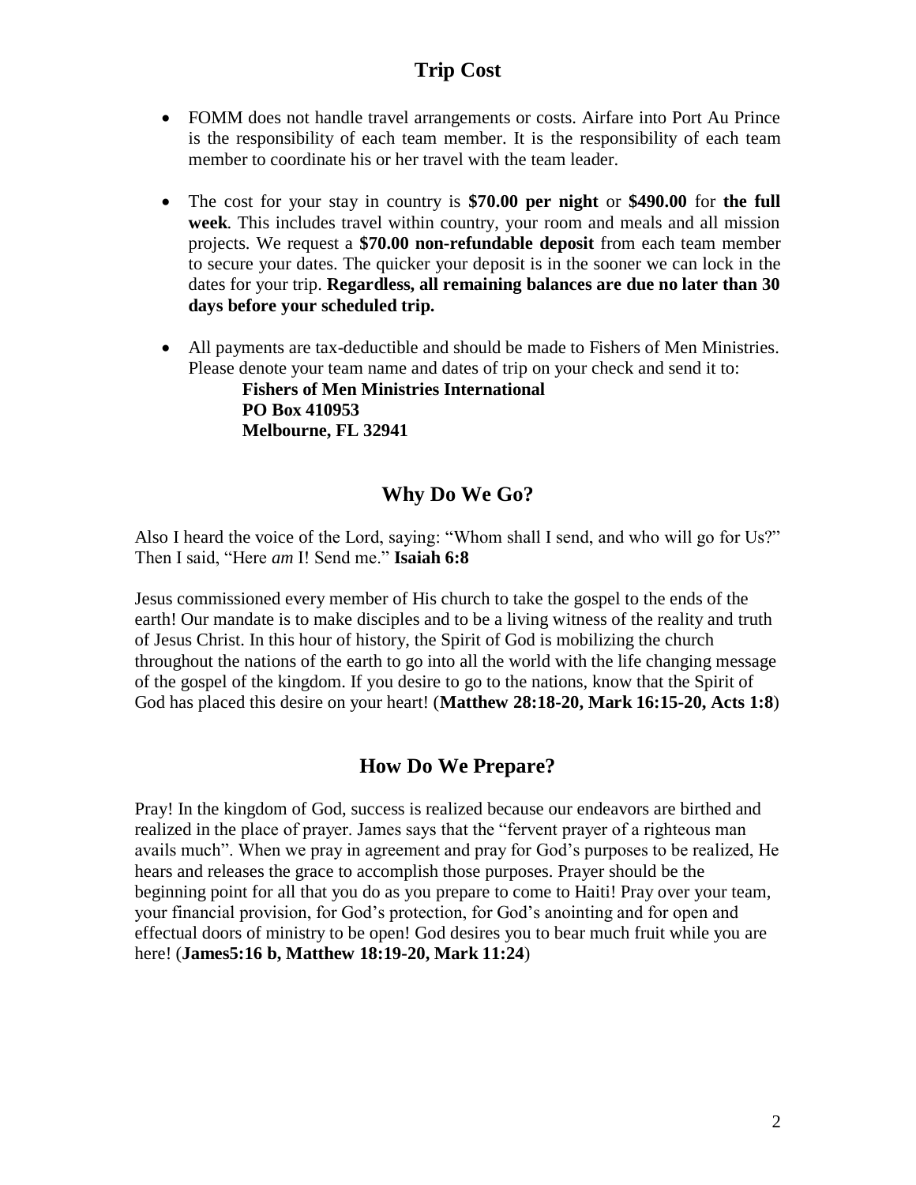## Trip Cost

- FOMM does not handle travel arrangements or costs. Airfare into Port Au Prince is the responsibility of each team member. It is the responsibility of each team member to coordinate his or her travel with the team leader.

- The cost for your stay in country is **$70.00 per night** or **$490.00** for **the full week**. This includes travel within country, your room and meals and all mission projects. We request a **$70.00 non-refundable deposit** from each team member to secure your dates. The quicker your deposit is in the sooner we can lock in the dates for your trip. **Regardless, all remaining balances are due no later than 30 days before your scheduled trip.**

- All payments are tax-deductible and should be made to Fishers of Men Ministries. Please denote your team name and dates of trip on your check and send it to:

  **Fishers of Men Ministries International**
  **PO Box 410953**
  **Melbourne, FL 32941**

## Why Do We Go?

Also I heard the voice of the Lord, saying: "Whom shall I send, and who will go for Us?" Then I said, "Here *am* I! Send me." **Isaiah 6:8**

Jesus commissioned every member of His church to take the gospel to the ends of the earth! Our mandate is to make disciples and to be a living witness of the reality and truth of Jesus Christ. In this hour of history, the Spirit of God is mobilizing the church throughout the nations of the earth to go into all the world with the life changing message of the gospel of the kingdom. If you desire to go to the nations, know that the Spirit of God has placed this desire on your heart! (**Matthew 28:18-20, Mark 16:15-20, Acts 1:8**)

## How Do We Prepare?

Pray! In the kingdom of God, success is realized because our endeavors are birthed and realized in the place of prayer. James says that the "fervent prayer of a righteous man avails much". When we pray in agreement and pray for God's purposes to be realized, He hears and releases the grace to accomplish those purposes. Prayer should be the beginning point for all that you do as you prepare to come to Haiti! Pray over your team, your financial provision, for God's protection, for God's anointing and for open and effectual doors of ministry to be open! God desires you to bear much fruit while you are here! (**James5:16 b, Matthew 18:19-20, Mark 11:24**)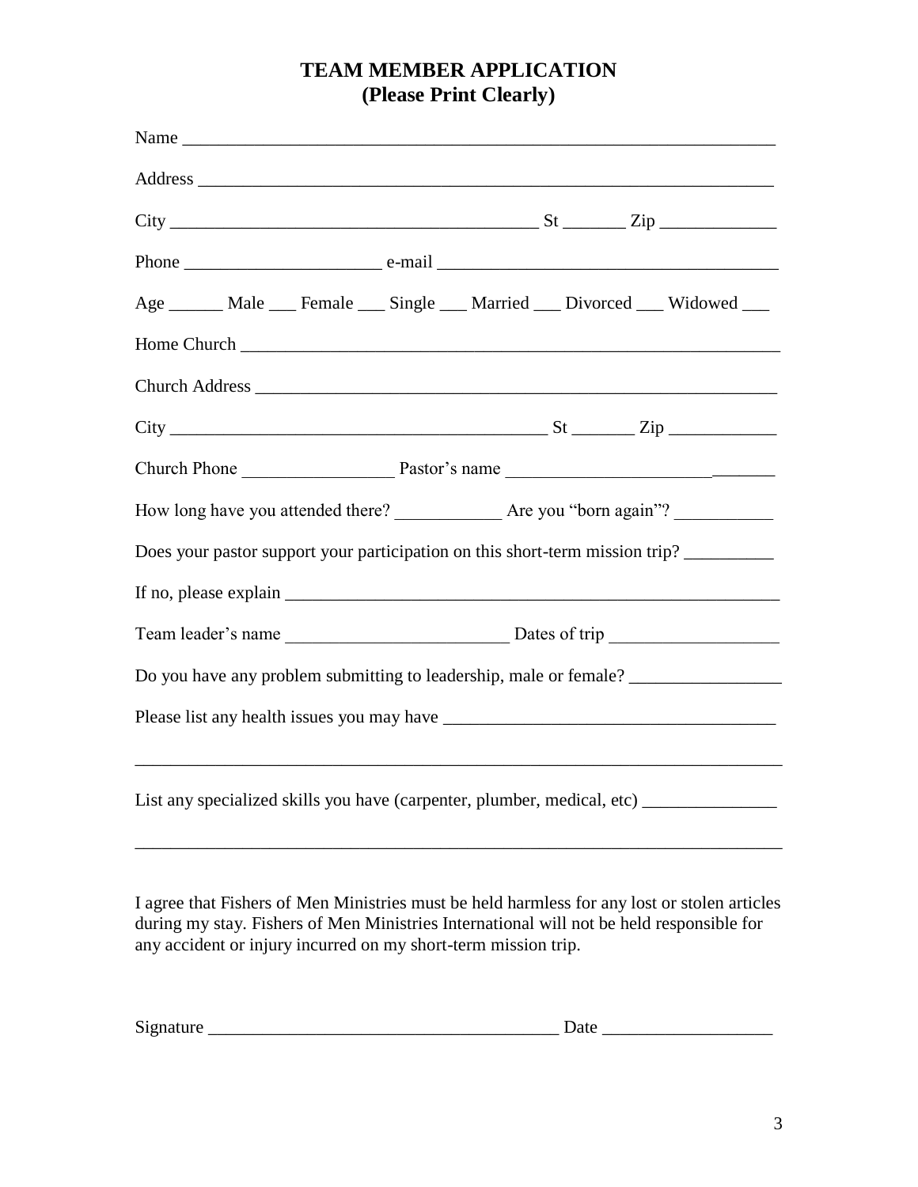# TEAM MEMBER APPLICATION
# (Please Print Clearly)

Name ___________________________________________________________________

Address _________________________________________________________________

City _________________________________________ St _______ Zip _____________

Phone _____________________ e-mail ______________________________________

Age ______ Male ___ Female ___ Single ___ Married ___ Divorced ___ Widowed ___

Home Church _____________________________________________________________

Church Address ___________________________________________________________

City ___________________________________________ St _______ Zip ____________

Church Phone _________________ Pastor's name ______________________________

How long have you attended there? ____________ Are you "born again"? ___________

Does your pastor support your participation on this short-term mission trip? __________

If no, please explain _______________________________________________________

Team leader's name _________________________ Dates of trip ___________________

Do you have any problem submitting to leadership, male or female? _________________

Please list any health issues you may have _____________________________________

___________________________________________________________________________

List any specialized skills you have (carpenter, plumber, medical, etc) _______________

___________________________________________________________________________

I agree that Fishers of Men Ministries must be held harmless for any lost or stolen articles during my stay. Fishers of Men Ministries International will not be held responsible for any accident or injury incurred on my short-term mission trip.

Signature _______________________________________ Date ___________________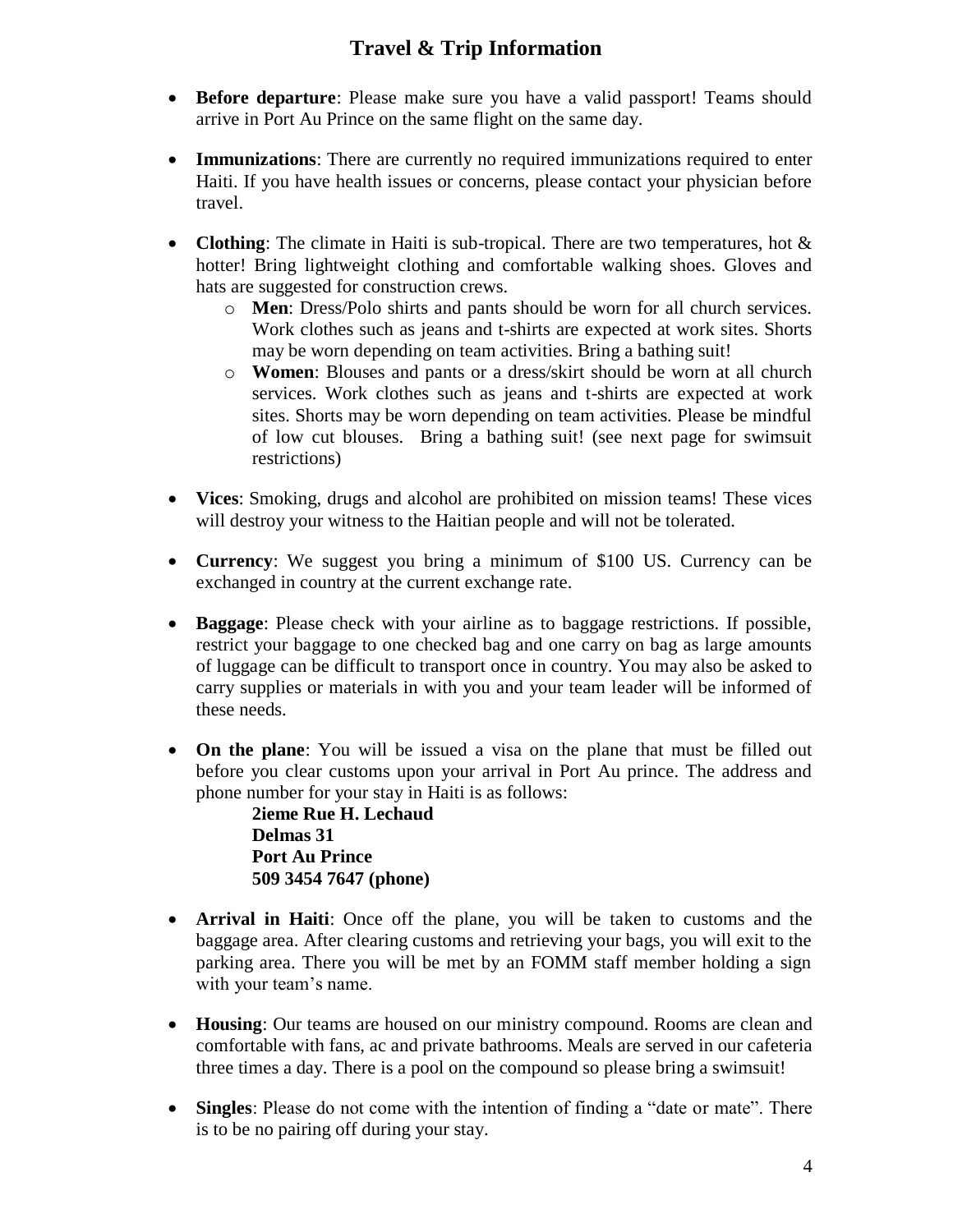# Travel & Trip Information

- **Before departure**: Please make sure you have a valid passport! Teams should arrive in Port Au Prince on the same flight on the same day.

- **Immunizations**: There are currently no required immunizations required to enter Haiti. If you have health issues or concerns, please contact your physician before travel.

- **Clothing**: The climate in Haiti is sub-tropical. There are two temperatures, hot & hotter! Bring lightweight clothing and comfortable walking shoes. Gloves and hats are suggested for construction crews.
  - **Men**: Dress/Polo shirts and pants should be worn for all church services. Work clothes such as jeans and t-shirts are expected at work sites. Shorts may be worn depending on team activities. Bring a bathing suit!
  - **Women**: Blouses and pants or a dress/skirt should be worn at all church services. Work clothes such as jeans and t-shirts are expected at work sites. Shorts may be worn depending on team activities. Please be mindful of low cut blouses. Bring a bathing suit! (see next page for swimsuit restrictions)

- **Vices**: Smoking, drugs and alcohol are prohibited on mission teams! These vices will destroy your witness to the Haitian people and will not be tolerated.

- **Currency**: We suggest you bring a minimum of $100 US. Currency can be exchanged in country at the current exchange rate.

- **Baggage**: Please check with your airline as to baggage restrictions. If possible, restrict your baggage to one checked bag and one carry on bag as large amounts of luggage can be difficult to transport once in country. You may also be asked to carry supplies or materials in with you and your team leader will be informed of these needs.

- **On the plane**: You will be issued a visa on the plane that must be filled out before you clear customs upon your arrival in Port Au prince. The address and phone number for your stay in Haiti is as follows:

  **2ieme Rue H. Lechaud**
  **Delmas 31**
  **Port Au Prince**
  **509 3454 7647 (phone)**

- **Arrival in Haiti**: Once off the plane, you will be taken to customs and the baggage area. After clearing customs and retrieving your bags, you will exit to the parking area. There you will be met by an FOMM staff member holding a sign with your team's name.

- **Housing**: Our teams are housed on our ministry compound. Rooms are clean and comfortable with fans, ac and private bathrooms. Meals are served in our cafeteria three times a day. There is a pool on the compound so please bring a swimsuit!

- **Singles**: Please do not come with the intention of finding a "date or mate". There is to be no pairing off during your stay.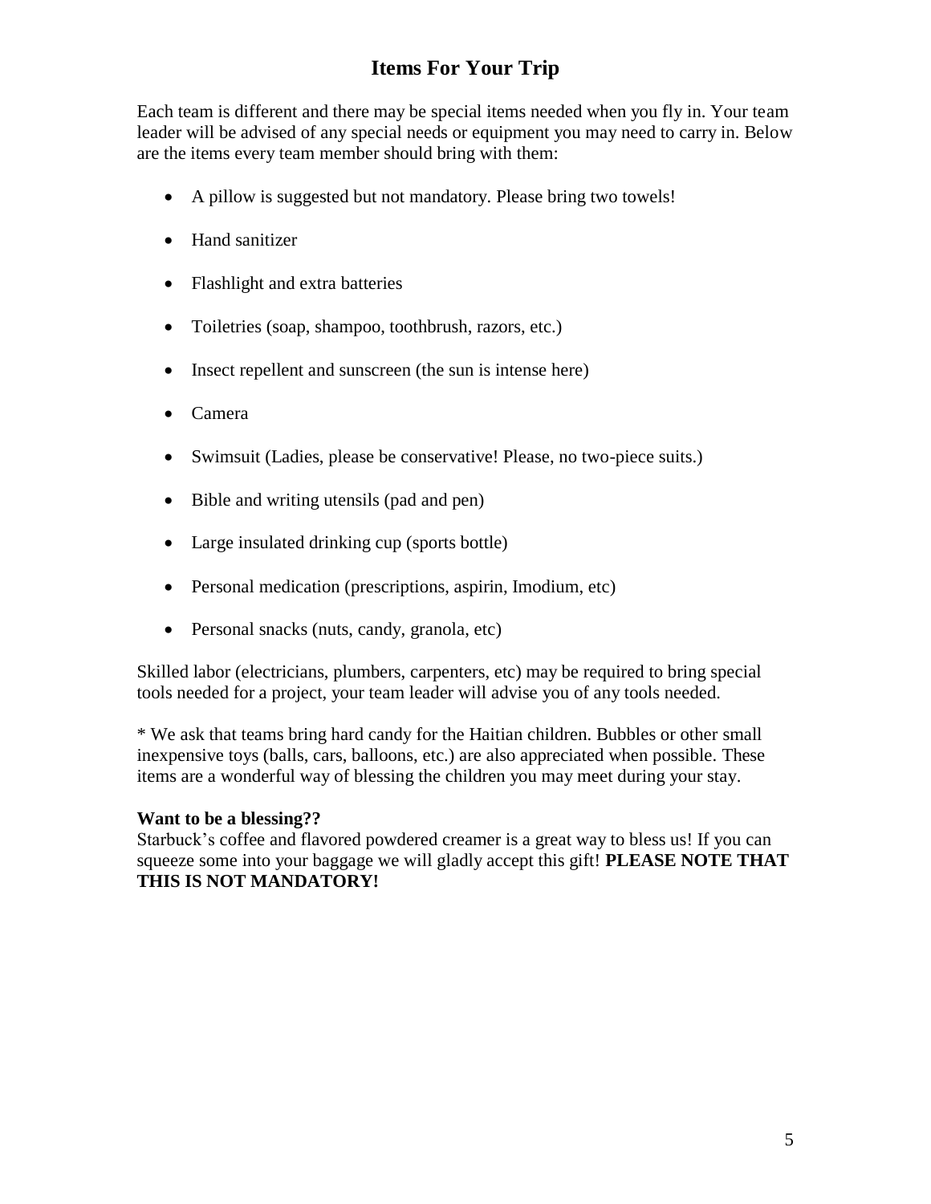# Items For Your Trip

Each team is different and there may be special items needed when you fly in. Your team leader will be advised of any special needs or equipment you may need to carry in. Below are the items every team member should bring with them:

- A pillow is suggested but not mandatory. Please bring two towels!
- Hand sanitizer
- Flashlight and extra batteries
- Toiletries (soap, shampoo, toothbrush, razors, etc.)
- Insect repellent and sunscreen (the sun is intense here)
- Camera
- Swimsuit (Ladies, please be conservative! Please, no two-piece suits.)
- Bible and writing utensils (pad and pen)
- Large insulated drinking cup (sports bottle)
- Personal medication (prescriptions, aspirin, Imodium, etc)
- Personal snacks (nuts, candy, granola, etc)

Skilled labor (electricians, plumbers, carpenters, etc) may be required to bring special tools needed for a project, your team leader will advise you of any tools needed.

* We ask that teams bring hard candy for the Haitian children. Bubbles or other small inexpensive toys (balls, cars, balloons, etc.) are also appreciated when possible. These items are a wonderful way of blessing the children you may meet during your stay.

**Want to be a blessing??**

Starbuck's coffee and flavored powdered creamer is a great way to bless us! If you can squeeze some into your baggage we will gladly accept this gift! **PLEASE NOTE THAT THIS IS NOT MANDATORY!**